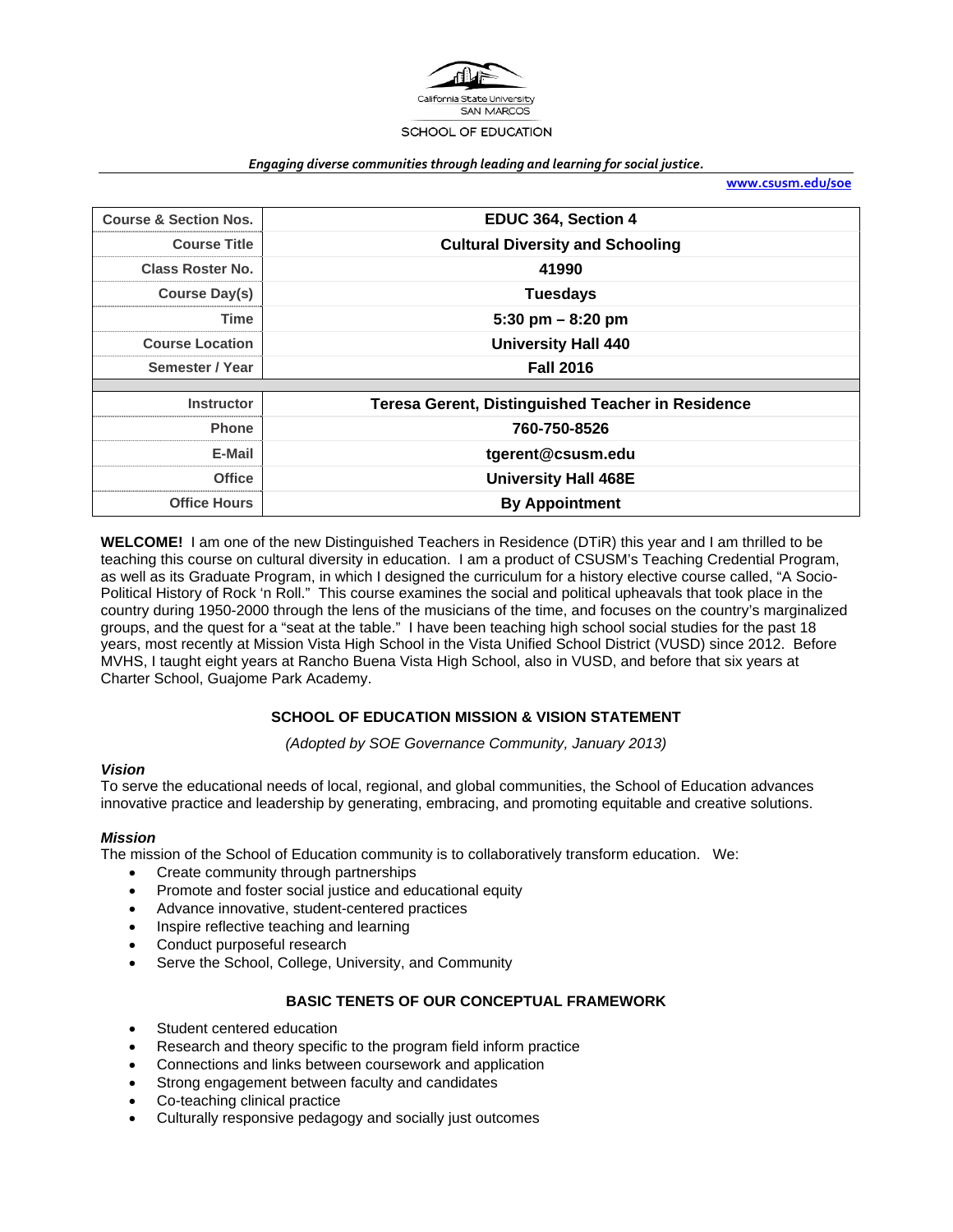California State University
SAN MARCOS

SCHOOL OF EDUCATION

*Engaging diverse communities through leading and learning for social justice.*

**www.csusm.edu/soe**

| | |
|---|---|
| **Course & Section Nos.** | **EDUC 364, Section 4** |
| **Course Title** | **Cultural Diversity and Schooling** |
| **Class Roster No.** | **41990** |
| **Course Day(s)** | **Tuesdays** |
| **Time** | **5:30 pm – 8:20 pm** |
| **Course Location** | **University Hall 440** |
| **Semester / Year** | **Fall 2016** |
| | |
| **Instructor** | **Teresa Gerent, Distinguished Teacher in Residence** |
| **Phone** | **760-750-8526** |
| **E-Mail** | **tgerent@csusm.edu** |
| **Office** | **University Hall 468E** |
| **Office Hours** | **By Appointment** |

**WELCOME!** I am one of the new Distinguished Teachers in Residence (DTiR) this year and I am thrilled to be teaching this course on cultural diversity in education. I am a product of CSUSM's Teaching Credential Program, as well as its Graduate Program, in which I designed the curriculum for a history elective course called, "A Socio-Political History of Rock 'n Roll." This course examines the social and political upheavals that took place in the country during 1950-2000 through the lens of the musicians of the time, and focuses on the country's marginalized groups, and the quest for a "seat at the table." I have been teaching high school social studies for the past 18 years, most recently at Mission Vista High School in the Vista Unified School District (VUSD) since 2012. Before MVHS, I taught eight years at Rancho Buena Vista High School, also in VUSD, and before that six years at Charter School, Guajome Park Academy.

## SCHOOL OF EDUCATION MISSION & VISION STATEMENT

*(Adopted by SOE Governance Community, January 2013)*

### *Vision*

To serve the educational needs of local, regional, and global communities, the School of Education advances innovative practice and leadership by generating, embracing, and promoting equitable and creative solutions.

### *Mission*

The mission of the School of Education community is to collaboratively transform education. We:

- Create community through partnerships
- Promote and foster social justice and educational equity
- Advance innovative, student-centered practices
- Inspire reflective teaching and learning
- Conduct purposeful research
- Serve the School, College, University, and Community

## BASIC TENETS OF OUR CONCEPTUAL FRAMEWORK

- Student centered education
- Research and theory specific to the program field inform practice
- Connections and links between coursework and application
- Strong engagement between faculty and candidates
- Co-teaching clinical practice
- Culturally responsive pedagogy and socially just outcomes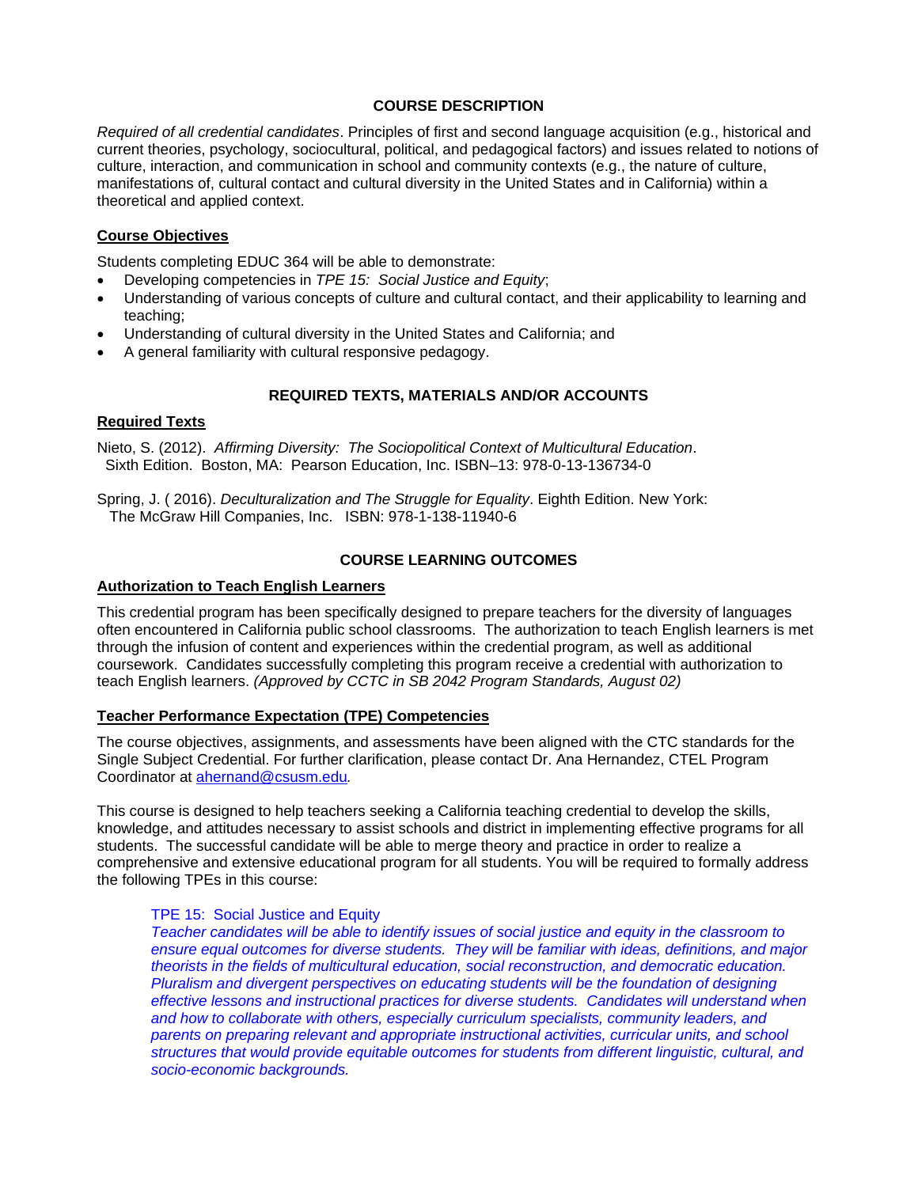## COURSE DESCRIPTION

*Required of all credential candidates*. Principles of first and second language acquisition (e.g., historical and current theories, psychology, sociocultural, political, and pedagogical factors) and issues related to notions of culture, interaction, and communication in school and community contexts (e.g., the nature of culture, manifestations of, cultural contact and cultural diversity in the United States and in California) within a theoretical and applied context.

### Course Objectives

Students completing EDUC 364 will be able to demonstrate:

- Developing competencies in *TPE 15: Social Justice and Equity*;
- Understanding of various concepts of culture and cultural contact, and their applicability to learning and teaching;
- Understanding of cultural diversity in the United States and California; and
- A general familiarity with cultural responsive pedagogy.

## REQUIRED TEXTS, MATERIALS AND/OR ACCOUNTS

### Required Texts

Nieto, S. (2012). *Affirming Diversity: The Sociopolitical Context of Multicultural Education*. Sixth Edition. Boston, MA: Pearson Education, Inc. ISBN–13: 978-0-13-136734-0

Spring, J. ( 2016). *Deculturalization and The Struggle for Equality*. Eighth Edition. New York: The McGraw Hill Companies, Inc. ISBN: 978-1-138-11940-6

## COURSE LEARNING OUTCOMES

### Authorization to Teach English Learners

This credential program has been specifically designed to prepare teachers for the diversity of languages often encountered in California public school classrooms. The authorization to teach English learners is met through the infusion of content and experiences within the credential program, as well as additional coursework. Candidates successfully completing this program receive a credential with authorization to teach English learners. *(Approved by CCTC in SB 2042 Program Standards, August 02)*

### Teacher Performance Expectation (TPE) Competencies

The course objectives, assignments, and assessments have been aligned with the CTC standards for the Single Subject Credential. For further clarification, please contact Dr. Ana Hernandez, CTEL Program Coordinator at ahernand@csusm.edu*.*

This course is designed to help teachers seeking a California teaching credential to develop the skills, knowledge, and attitudes necessary to assist schools and district in implementing effective programs for all students. The successful candidate will be able to merge theory and practice in order to realize a comprehensive and extensive educational program for all students. You will be required to formally address the following TPEs in this course:

> TPE 15: Social Justice and Equity
> *Teacher candidates will be able to identify issues of social justice and equity in the classroom to ensure equal outcomes for diverse students. They will be familiar with ideas, definitions, and major theorists in the fields of multicultural education, social reconstruction, and democratic education. Pluralism and divergent perspectives on educating students will be the foundation of designing effective lessons and instructional practices for diverse students. Candidates will understand when and how to collaborate with others, especially curriculum specialists, community leaders, and parents on preparing relevant and appropriate instructional activities, curricular units, and school structures that would provide equitable outcomes for students from different linguistic, cultural, and socio-economic backgrounds.*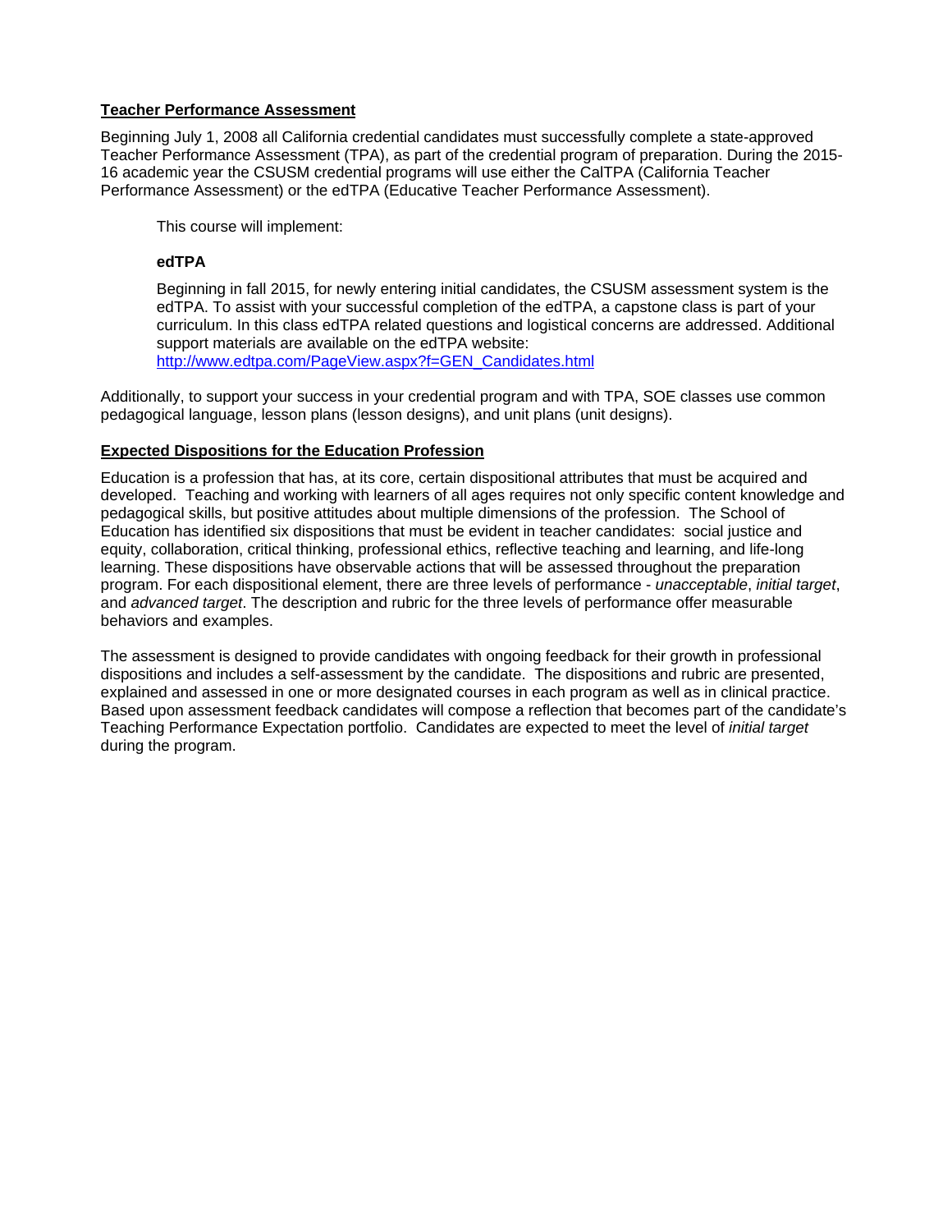**Teacher Performance Assessment**

Beginning July 1, 2008 all California credential candidates must successfully complete a state-approved Teacher Performance Assessment (TPA), as part of the credential program of preparation. During the 2015-16 academic year the CSUSM credential programs will use either the CalTPA (California Teacher Performance Assessment) or the edTPA (Educative Teacher Performance Assessment).

> This course will implement:
>
> **edTPA**
>
> Beginning in fall 2015, for newly entering initial candidates, the CSUSM assessment system is the edTPA. To assist with your successful completion of the edTPA, a capstone class is part of your curriculum. In this class edTPA related questions and logistical concerns are addressed. Additional support materials are available on the edTPA website: [http://www.edtpa.com/PageView.aspx?f=GEN_Candidates.html](http://www.edtpa.com/PageView.aspx?f=GEN_Candidates.html)

Additionally, to support your success in your credential program and with TPA, SOE classes use common pedagogical language, lesson plans (lesson designs), and unit plans (unit designs).

**Expected Dispositions for the Education Profession**

Education is a profession that has, at its core, certain dispositional attributes that must be acquired and developed. Teaching and working with learners of all ages requires not only specific content knowledge and pedagogical skills, but positive attitudes about multiple dimensions of the profession. The School of Education has identified six dispositions that must be evident in teacher candidates: social justice and equity, collaboration, critical thinking, professional ethics, reflective teaching and learning, and life-long learning. These dispositions have observable actions that will be assessed throughout the preparation program. For each dispositional element, there are three levels of performance - *unacceptable*, *initial target*, and *advanced target*. The description and rubric for the three levels of performance offer measurable behaviors and examples.

The assessment is designed to provide candidates with ongoing feedback for their growth in professional dispositions and includes a self-assessment by the candidate. The dispositions and rubric are presented, explained and assessed in one or more designated courses in each program as well as in clinical practice. Based upon assessment feedback candidates will compose a reflection that becomes part of the candidate's Teaching Performance Expectation portfolio. Candidates are expected to meet the level of *initial target* during the program.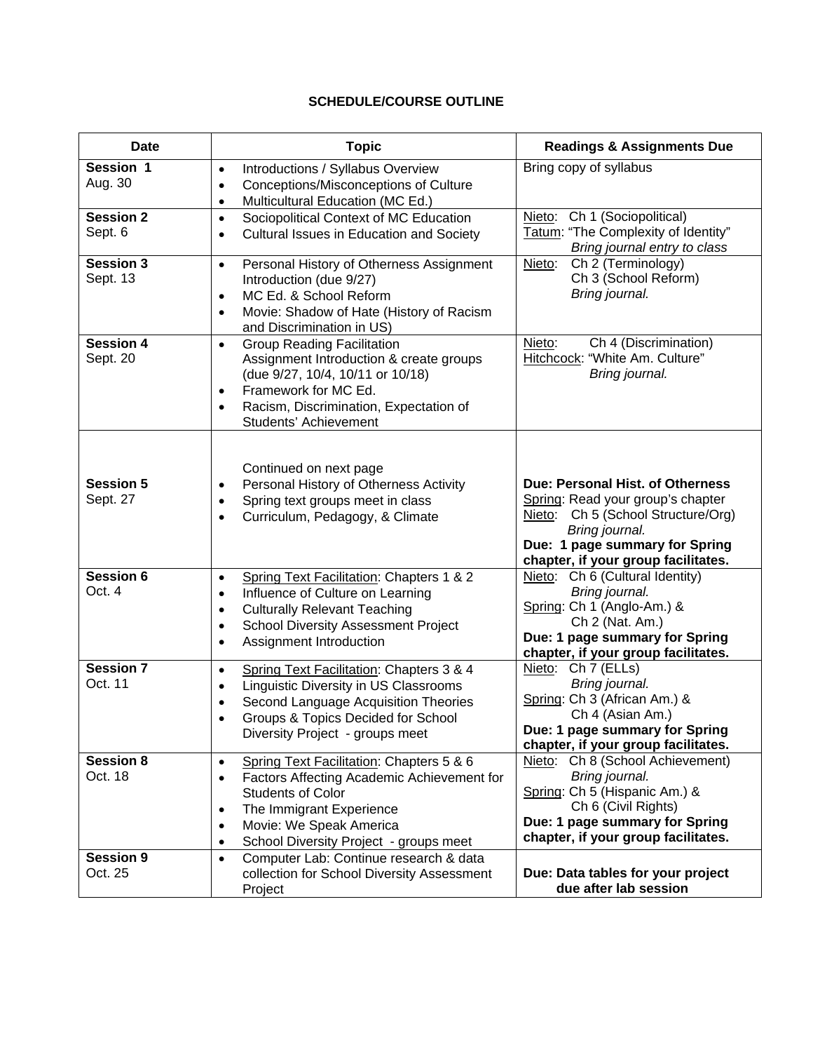**SCHEDULE/COURSE OUTLINE**

| Date | Topic | Readings & Assignments Due |
|---|---|---|
| **Session 1** Aug. 30 | • Introductions / Syllabus Overview<br>• Conceptions/Misconceptions of Culture<br>• Multicultural Education (MC Ed.) | Bring copy of syllabus |
| **Session 2** Sept. 6 | • Sociopolitical Context of MC Education<br>• Cultural Issues in Education and Society | Nieto: Ch 1 (Sociopolitical)<br>Tatum: "The Complexity of Identity"<br>*Bring journal entry to class* |
| **Session 3** Sept. 13 | • Personal History of Otherness Assignment Introduction (due 9/27)<br>• MC Ed. & School Reform<br>• Movie: Shadow of Hate (History of Racism and Discrimination in US) | Nieto: Ch 2 (Terminology)<br>Ch 3 (School Reform)<br>*Bring journal.* |
| **Session 4** Sept. 20 | • Group Reading Facilitation Assignment Introduction & create groups (due 9/27, 10/4, 10/11 or 10/18)<br>• Framework for MC Ed.<br>• Racism, Discrimination, Expectation of Students' Achievement | Nieto: Ch 4 (Discrimination)<br>Hitchcock: "White Am. Culture"<br>*Bring journal.* |
| **Session 5** Sept. 27 | Continued on next page<br>• Personal History of Otherness Activity<br>• Spring text groups meet in class<br>• Curriculum, Pedagogy, & Climate | **Due: Personal Hist. of Otherness**<br>Spring: Read your group's chapter<br>Nieto: Ch 5 (School Structure/Org)<br>*Bring journal.*<br>**Due: 1 page summary for Spring chapter, if your group facilitates.** |
| **Session 6** Oct. 4 | • Spring Text Facilitation: Chapters 1 & 2<br>• Influence of Culture on Learning<br>• Culturally Relevant Teaching<br>• School Diversity Assessment Project<br>• Assignment Introduction | Nieto: Ch 6 (Cultural Identity)<br>*Bring journal.*<br>Spring: Ch 1 (Anglo-Am.) &<br>Ch 2 (Nat. Am.)<br>**Due: 1 page summary for Spring chapter, if your group facilitates.** |
| **Session 7** Oct. 11 | • Spring Text Facilitation: Chapters 3 & 4<br>• Linguistic Diversity in US Classrooms<br>• Second Language Acquisition Theories<br>• Groups & Topics Decided for School Diversity Project - groups meet | Nieto: Ch 7 (ELLs)<br>*Bring journal.*<br>Spring: Ch 3 (African Am.) &<br>Ch 4 (Asian Am.)<br>**Due: 1 page summary for Spring chapter, if your group facilitates.** |
| **Session 8** Oct. 18 | • Spring Text Facilitation: Chapters 5 & 6<br>• Factors Affecting Academic Achievement for Students of Color<br>• The Immigrant Experience<br>• Movie: We Speak America<br>• School Diversity Project - groups meet | Nieto: Ch 8 (School Achievement)<br>*Bring journal.*<br>Spring: Ch 5 (Hispanic Am.) &<br>Ch 6 (Civil Rights)<br>**Due: 1 page summary for Spring chapter, if your group facilitates.** |
| **Session 9** Oct. 25 | • Computer Lab: Continue research & data collection for School Diversity Assessment Project | **Due: Data tables for your project due after lab session** |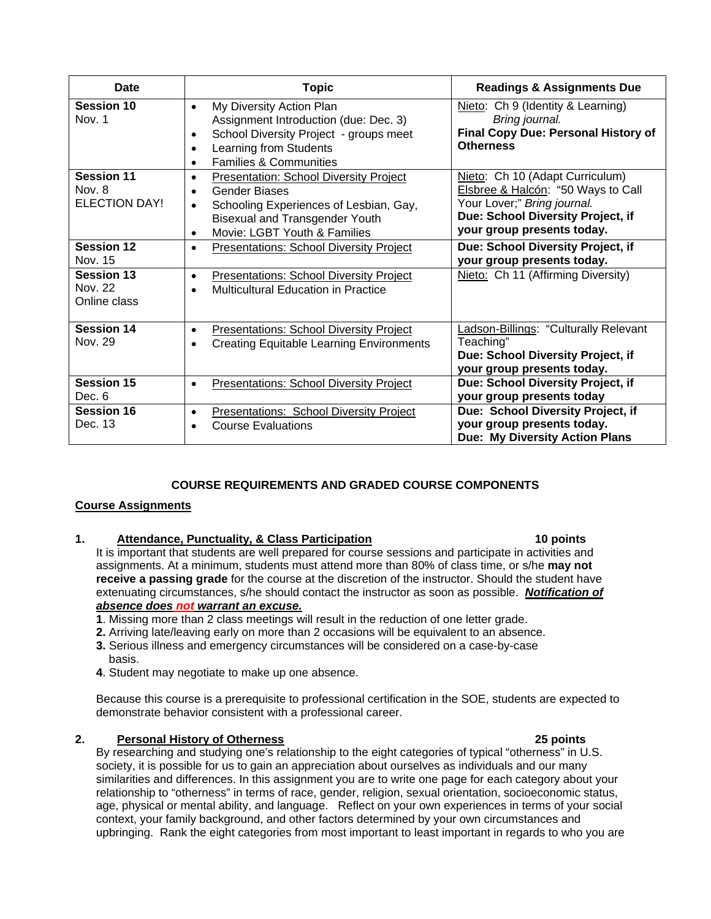| Date | Topic | Readings & Assignments Due |
|---|---|---|
| **Session 10**<br>Nov. 1 | • My Diversity Action Plan Assignment Introduction (due: Dec. 3)<br>• School Diversity Project - groups meet<br>• Learning from Students<br>• Families & Communities | Nieto: Ch 9 (Identity & Learning) *Bring journal.*<br>**Final Copy Due: Personal History of Otherness** |
| **Session 11**<br>Nov. 8<br>ELECTION DAY! | • Presentation: School Diversity Project<br>• Gender Biases<br>• Schooling Experiences of Lesbian, Gay, Bisexual and Transgender Youth<br>• Movie: LGBT Youth & Families | Nieto: Ch 10 (Adapt Curriculum)<br>Elsbree & Halcón: "50 Ways to Call Your Lover;" *Bring journal.*<br>**Due: School Diversity Project, if your group presents today.** |
| **Session 12**<br>Nov. 15 | • Presentations: School Diversity Project | **Due: School Diversity Project, if your group presents today.** |
| **Session 13**<br>Nov. 22<br>Online class | • Presentations: School Diversity Project<br>• Multicultural Education in Practice | Nieto: Ch 11 (Affirming Diversity) |
| **Session 14**<br>Nov. 29 | • Presentations: School Diversity Project<br>• Creating Equitable Learning Environments | Ladson-Billings: "Culturally Relevant Teaching"<br>**Due: School Diversity Project, if your group presents today.** |
| **Session 15**<br>Dec. 6 | • Presentations: School Diversity Project | **Due: School Diversity Project, if your group presents today** |
| **Session 16**<br>Dec. 13 | • Presentations: School Diversity Project<br>• Course Evaluations | **Due: School Diversity Project, if your group presents today.**<br>**Due: My Diversity Action Plans** |

## COURSE REQUIREMENTS AND GRADED COURSE COMPONENTS

### Course Assignments

**1. Attendance, Punctuality, & Class Participation** — **10 points**

It is important that students are well prepared for course sessions and participate in activities and assignments. At a minimum, students must attend more than 80% of class time, or s/he **may not receive a passing grade** for the course at the discretion of the instructor. Should the student have extenuating circumstances, s/he should contact the instructor as soon as possible. ***Notification of absence does not warrant an excuse.***

**1**. Missing more than 2 class meetings will result in the reduction of one letter grade.
**2.** Arriving late/leaving early on more than 2 occasions will be equivalent to an absence.
**3.** Serious illness and emergency circumstances will be considered on a case-by-case basis.
**4**. Student may negotiate to make up one absence.

Because this course is a prerequisite to professional certification in the SOE, students are expected to demonstrate behavior consistent with a professional career.

**2. Personal History of Otherness** — **25 points**

By researching and studying one's relationship to the eight categories of typical "otherness" in U.S. society, it is possible for us to gain an appreciation about ourselves as individuals and our many similarities and differences. In this assignment you are to write one page for each category about your relationship to "otherness" in terms of race, gender, religion, sexual orientation, socioeconomic status, age, physical or mental ability, and language. Reflect on your own experiences in terms of your social context, your family background, and other factors determined by your own circumstances and upbringing. Rank the eight categories from most important to least important in regards to who you are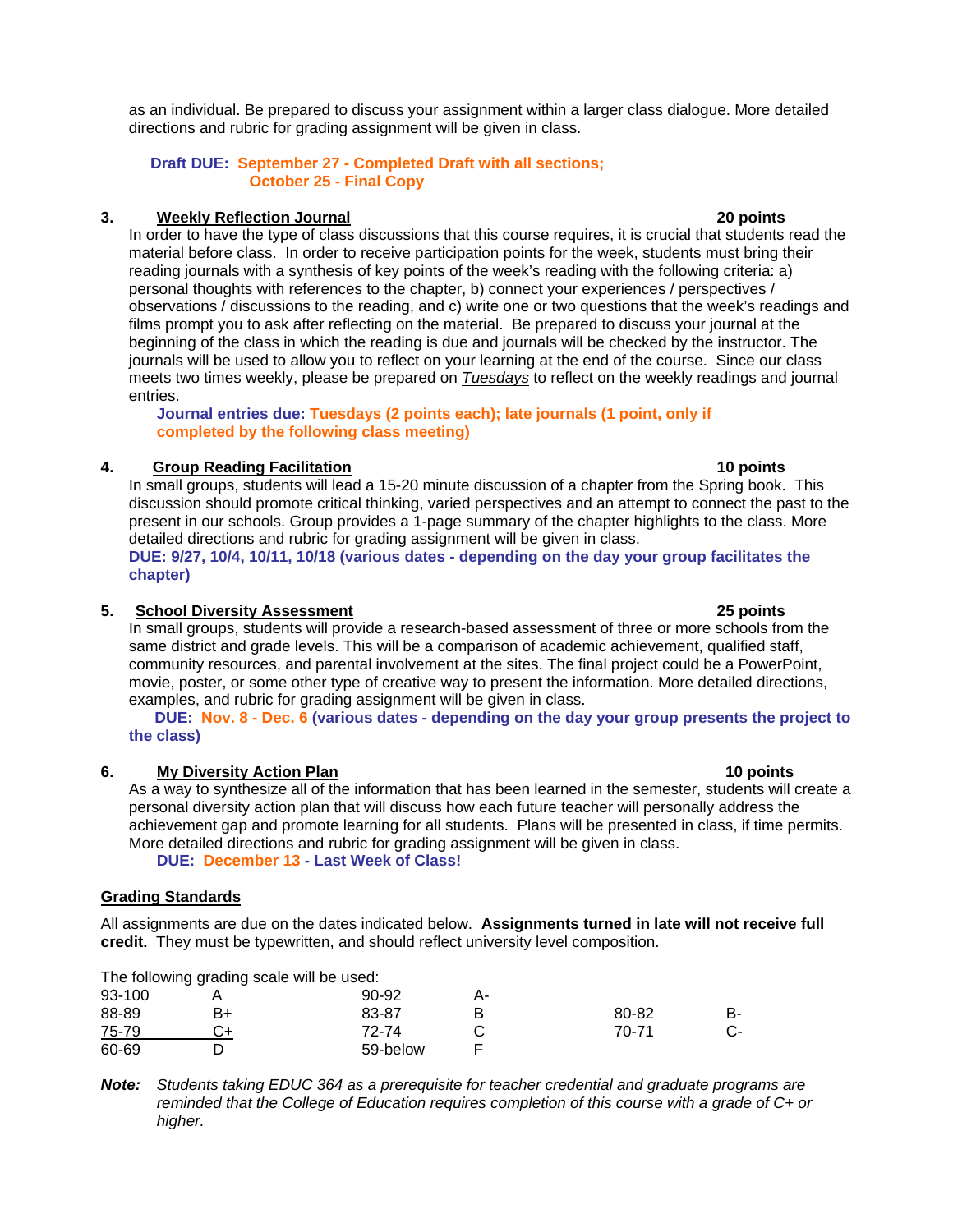as an individual. Be prepared to discuss your assignment within a larger class dialogue. More detailed directions and rubric for grading assignment will be given in class.

**Draft DUE: September 27 - Completed Draft with all sections; October 25 - Final Copy**

### 3. Weekly Reflection Journal — 20 points

In order to have the type of class discussions that this course requires, it is crucial that students read the material before class. In order to receive participation points for the week, students must bring their reading journals with a synthesis of key points of the week's reading with the following criteria: a) personal thoughts with references to the chapter, b) connect your experiences / perspectives / observations / discussions to the reading, and c) write one or two questions that the week's readings and films prompt you to ask after reflecting on the material. Be prepared to discuss your journal at the beginning of the class in which the reading is due and journals will be checked by the instructor. The journals will be used to allow you to reflect on your learning at the end of the course. Since our class meets two times weekly, please be prepared on *Tuesdays* to reflect on the weekly readings and journal entries.

**Journal entries due: Tuesdays (2 points each); late journals (1 point, only if completed by the following class meeting)**

### 4. Group Reading Facilitation — 10 points

In small groups, students will lead a 15-20 minute discussion of a chapter from the Spring book. This discussion should promote critical thinking, varied perspectives and an attempt to connect the past to the present in our schools. Group provides a 1-page summary of the chapter highlights to the class. More detailed directions and rubric for grading assignment will be given in class.

**DUE: 9/27, 10/4, 10/11, 10/18 (various dates - depending on the day your group facilitates the chapter)**

### 5. School Diversity Assessment — 25 points

In small groups, students will provide a research-based assessment of three or more schools from the same district and grade levels. This will be a comparison of academic achievement, qualified staff, community resources, and parental involvement at the sites. The final project could be a PowerPoint, movie, poster, or some other type of creative way to present the information. More detailed directions, examples, and rubric for grading assignment will be given in class.

**DUE: Nov. 8 - Dec. 6 (various dates - depending on the day your group presents the project to the class)**

### 6. My Diversity Action Plan — 10 points

As a way to synthesize all of the information that has been learned in the semester, students will create a personal diversity action plan that will discuss how each future teacher will personally address the achievement gap and promote learning for all students. Plans will be presented in class, if time permits. More detailed directions and rubric for grading assignment will be given in class.

**DUE: December 13 - Last Week of Class!**

## Grading Standards

All assignments are due on the dates indicated below. **Assignments turned in late will not receive full credit.** They must be typewritten, and should reflect university level composition.

The following grading scale will be used:

| | | | | | |
|---|---|---|---|---|---|
| 93-100 | A | 90-92 | A- | | |
| 88-89 | B+ | 83-87 | B | 80-82 | B- |
| 75-79 | C+ | 72-74 | C | 70-71 | C- |
| 60-69 | D | 59-below | F | | |

***Note:*** *Students taking EDUC 364 as a prerequisite for teacher credential and graduate programs are reminded that the College of Education requires completion of this course with a grade of C+ or higher.*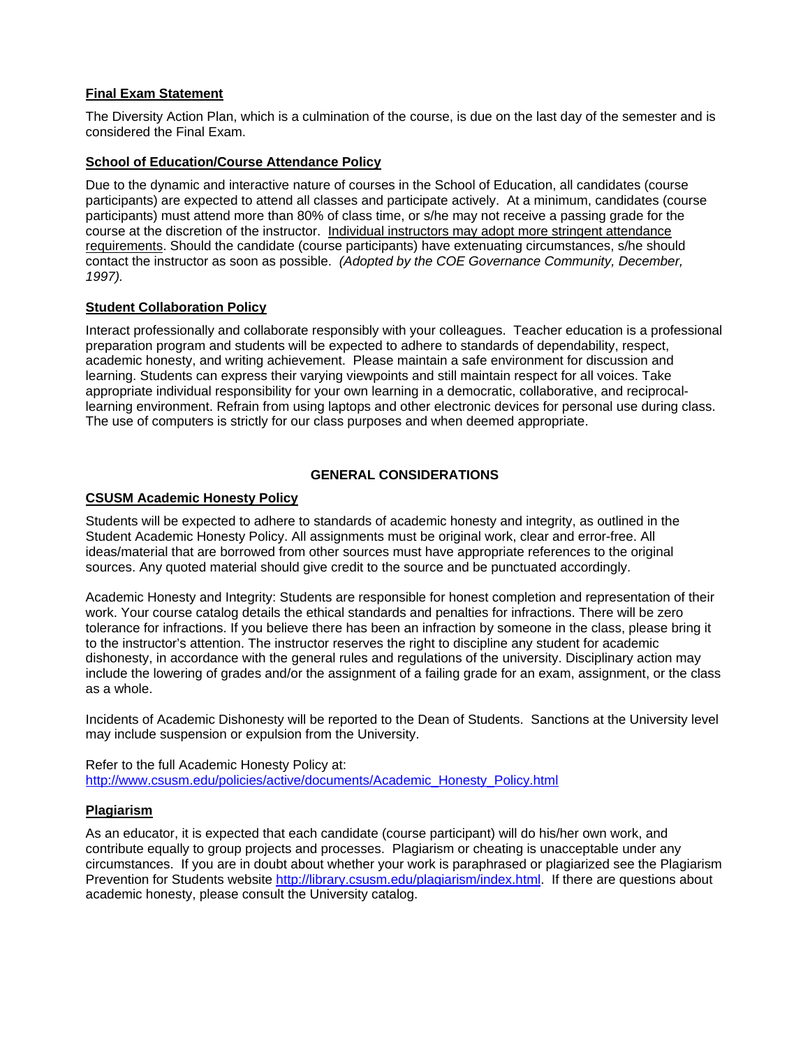**Final Exam Statement**

The Diversity Action Plan, which is a culmination of the course, is due on the last day of the semester and is considered the Final Exam.

**School of Education/Course Attendance Policy**

Due to the dynamic and interactive nature of courses in the School of Education, all candidates (course participants) are expected to attend all classes and participate actively. At a minimum, candidates (course participants) must attend more than 80% of class time, or s/he may not receive a passing grade for the course at the discretion of the instructor. Individual instructors may adopt more stringent attendance requirements. Should the candidate (course participants) have extenuating circumstances, s/he should contact the instructor as soon as possible. *(Adopted by the COE Governance Community, December, 1997).*

**Student Collaboration Policy**

Interact professionally and collaborate responsibly with your colleagues. Teacher education is a professional preparation program and students will be expected to adhere to standards of dependability, respect, academic honesty, and writing achievement. Please maintain a safe environment for discussion and learning. Students can express their varying viewpoints and still maintain respect for all voices. Take appropriate individual responsibility for your own learning in a democratic, collaborative, and reciprocal-learning environment. Refrain from using laptops and other electronic devices for personal use during class. The use of computers is strictly for our class purposes and when deemed appropriate.

## GENERAL CONSIDERATIONS

**CSUSM Academic Honesty Policy**

Students will be expected to adhere to standards of academic honesty and integrity, as outlined in the Student Academic Honesty Policy. All assignments must be original work, clear and error-free. All ideas/material that are borrowed from other sources must have appropriate references to the original sources. Any quoted material should give credit to the source and be punctuated accordingly.

Academic Honesty and Integrity: Students are responsible for honest completion and representation of their work. Your course catalog details the ethical standards and penalties for infractions. There will be zero tolerance for infractions. If you believe there has been an infraction by someone in the class, please bring it to the instructor's attention. The instructor reserves the right to discipline any student for academic dishonesty, in accordance with the general rules and regulations of the university. Disciplinary action may include the lowering of grades and/or the assignment of a failing grade for an exam, assignment, or the class as a whole.

Incidents of Academic Dishonesty will be reported to the Dean of Students. Sanctions at the University level may include suspension or expulsion from the University.

Refer to the full Academic Honesty Policy at:
http://www.csusm.edu/policies/active/documents/Academic_Honesty_Policy.html

**Plagiarism**

As an educator, it is expected that each candidate (course participant) will do his/her own work, and contribute equally to group projects and processes. Plagiarism or cheating is unacceptable under any circumstances. If you are in doubt about whether your work is paraphrased or plagiarized see the Plagiarism Prevention for Students website http://library.csusm.edu/plagiarism/index.html. If there are questions about academic honesty, please consult the University catalog.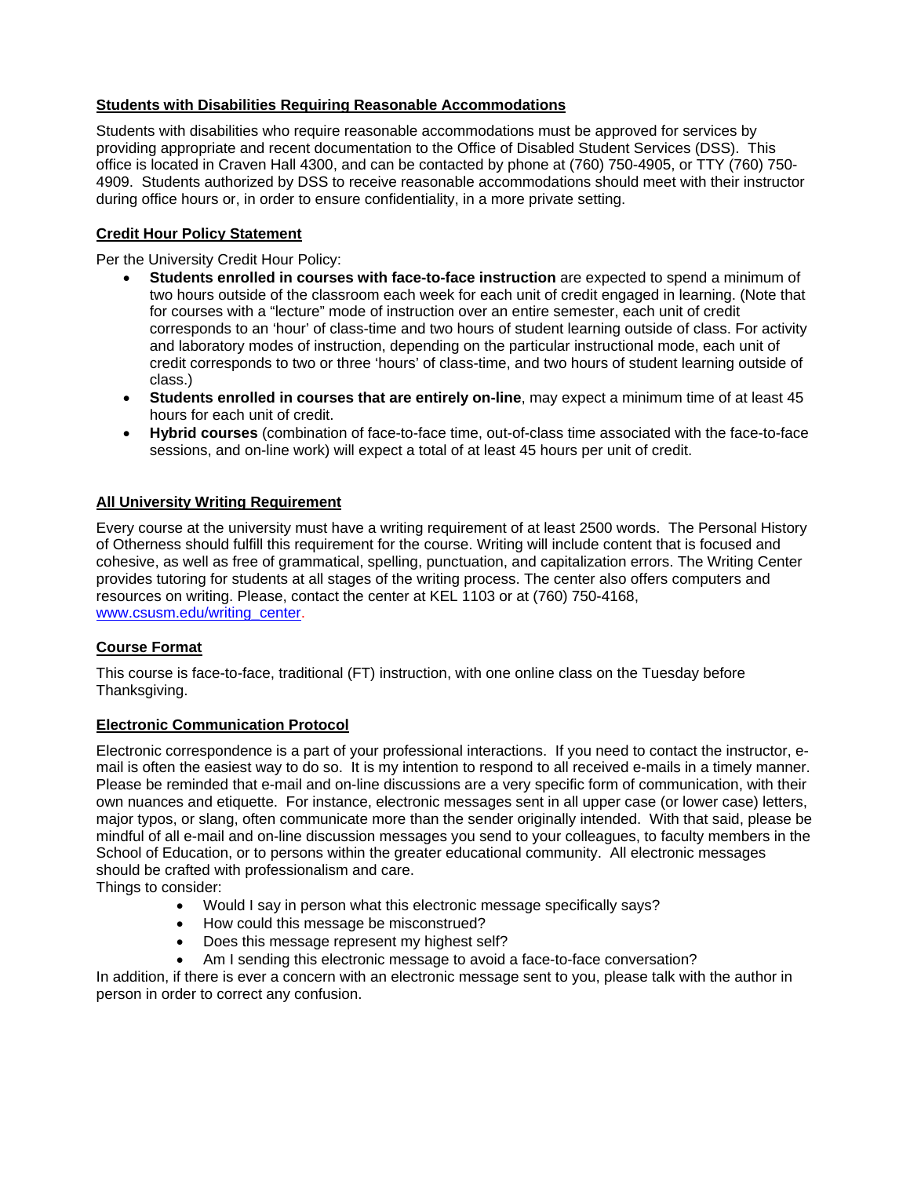## Students with Disabilities Requiring Reasonable Accommodations

Students with disabilities who require reasonable accommodations must be approved for services by providing appropriate and recent documentation to the Office of Disabled Student Services (DSS). This office is located in Craven Hall 4300, and can be contacted by phone at (760) 750-4905, or TTY (760) 750-4909. Students authorized by DSS to receive reasonable accommodations should meet with their instructor during office hours or, in order to ensure confidentiality, in a more private setting.

## Credit Hour Policy Statement

Per the University Credit Hour Policy:

- **Students enrolled in courses with face-to-face instruction** are expected to spend a minimum of two hours outside of the classroom each week for each unit of credit engaged in learning. (Note that for courses with a "lecture" mode of instruction over an entire semester, each unit of credit corresponds to an 'hour' of class-time and two hours of student learning outside of class. For activity and laboratory modes of instruction, depending on the particular instructional mode, each unit of credit corresponds to two or three 'hours' of class-time, and two hours of student learning outside of class.)
- **Students enrolled in courses that are entirely on-line**, may expect a minimum time of at least 45 hours for each unit of credit.
- **Hybrid courses** (combination of face-to-face time, out-of-class time associated with the face-to-face sessions, and on-line work) will expect a total of at least 45 hours per unit of credit.

## All University Writing Requirement

Every course at the university must have a writing requirement of at least 2500 words. The Personal History of Otherness should fulfill this requirement for the course. Writing will include content that is focused and cohesive, as well as free of grammatical, spelling, punctuation, and capitalization errors. The Writing Center provides tutoring for students at all stages of the writing process. The center also offers computers and resources on writing. Please, contact the center at KEL 1103 or at (760) 750-4168, www.csusm.edu/writing_center.

## Course Format

This course is face-to-face, traditional (FT) instruction, with one online class on the Tuesday before Thanksgiving.

## Electronic Communication Protocol

Electronic correspondence is a part of your professional interactions. If you need to contact the instructor, e-mail is often the easiest way to do so. It is my intention to respond to all received e-mails in a timely manner. Please be reminded that e-mail and on-line discussions are a very specific form of communication, with their own nuances and etiquette. For instance, electronic messages sent in all upper case (or lower case) letters, major typos, or slang, often communicate more than the sender originally intended. With that said, please be mindful of all e-mail and on-line discussion messages you send to your colleagues, to faculty members in the School of Education, or to persons within the greater educational community. All electronic messages should be crafted with professionalism and care.

Things to consider:

- Would I say in person what this electronic message specifically says?
- How could this message be misconstrued?
- Does this message represent my highest self?
- Am I sending this electronic message to avoid a face-to-face conversation?

In addition, if there is ever a concern with an electronic message sent to you, please talk with the author in person in order to correct any confusion.